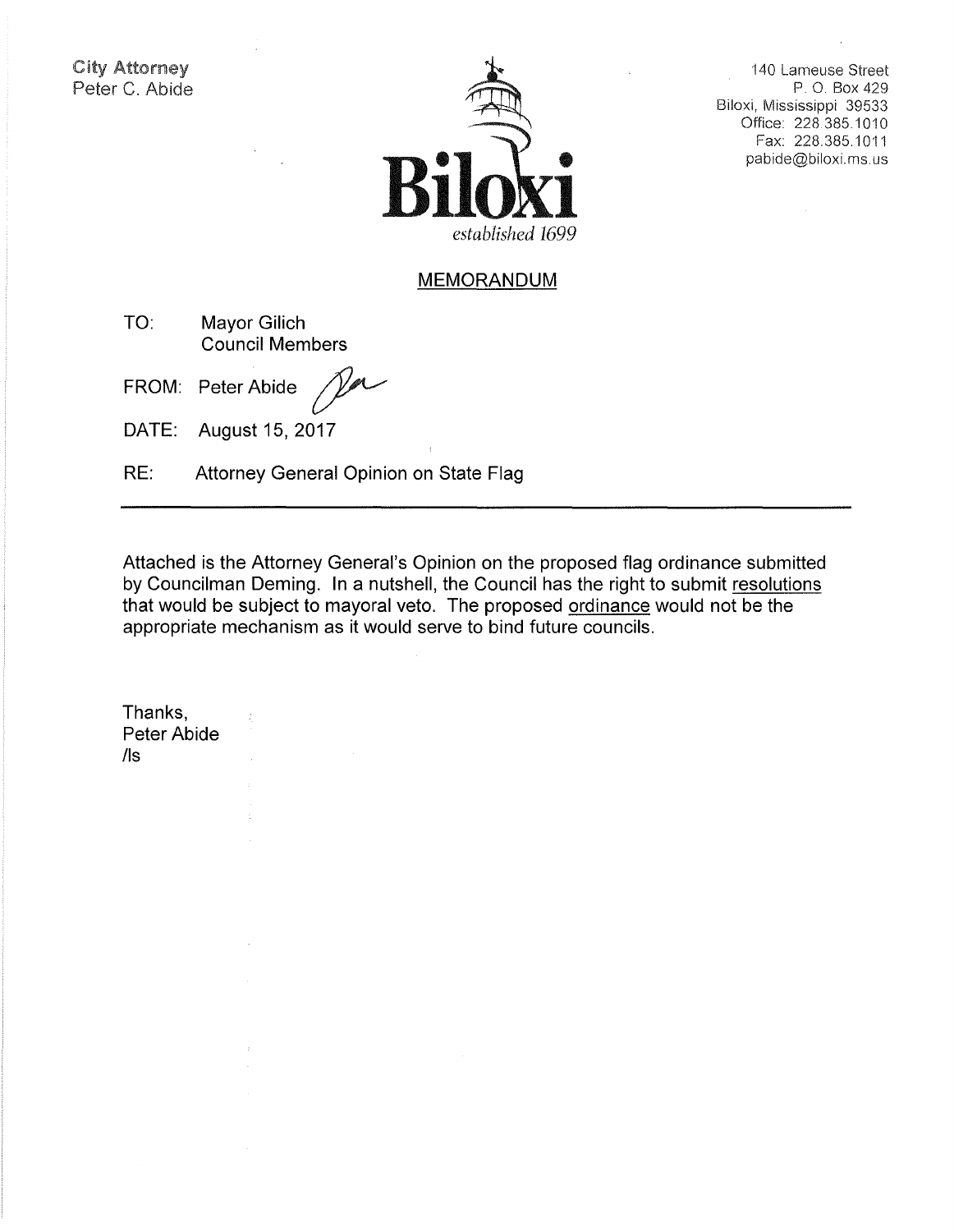City Attorney
Peter C. Abide

Biloxi
*established 1699*

140 Lameuse Street
P. O. Box 429
Biloxi, Mississippi 39533
Office: 228.385.1010
Fax: 228.385.1011
pabide@biloxi.ms.us

## MEMORANDUM

TO: Mayor Gilich
Council Members

FROM: Peter Abide

DATE: August 15, 2017

RE: Attorney General Opinion on State Flag

---

Attached is the Attorney General's Opinion on the proposed flag ordinance submitted by Councilman Deming. In a nutshell, the Council has the right to submit resolutions that would be subject to mayoral veto. The proposed ordinance would not be the appropriate mechanism as it would serve to bind future councils.

Thanks,
Peter Abide
/ls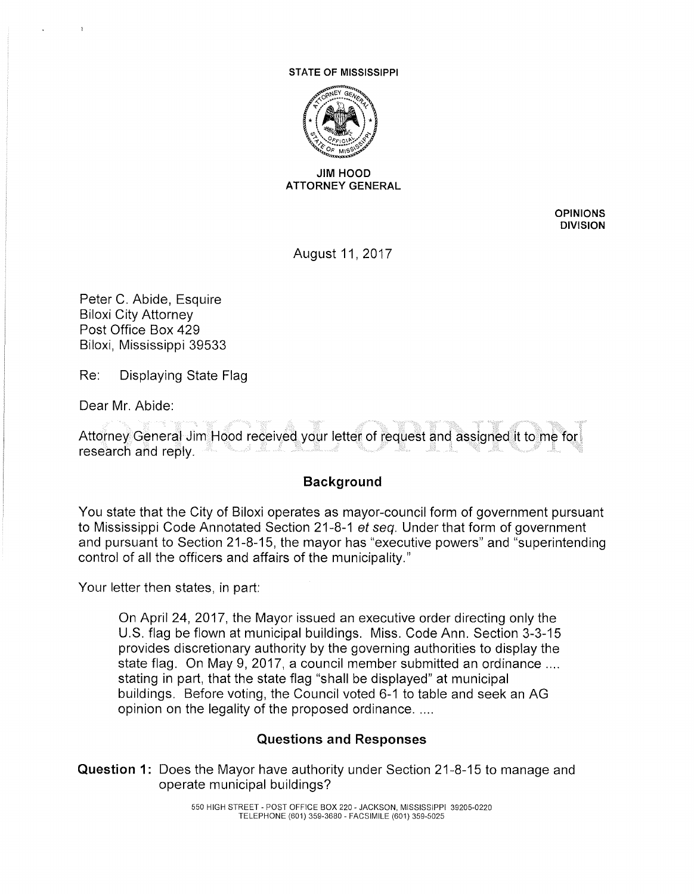STATE OF MISSISSIPPI

JIM HOOD
ATTORNEY GENERAL

OPINIONS DIVISION

August 11, 2017

Peter C. Abide, Esquire
Biloxi City Attorney
Post Office Box 429
Biloxi, Mississippi 39533

Re: Displaying State Flag

Dear Mr. Abide:

Attorney General Jim Hood received your letter of request and assigned it to me for research and reply.

## Background

You state that the City of Biloxi operates as mayor-council form of government pursuant to Mississippi Code Annotated Section 21-8-1 *et seq.* Under that form of government and pursuant to Section 21-8-15, the mayor has "executive powers" and "superintending control of all the officers and affairs of the municipality."

Your letter then states, in part:

> On April 24, 2017, the Mayor issued an executive order directing only the U.S. flag be flown at municipal buildings. Miss. Code Ann. Section 3-3-15 provides discretionary authority by the governing authorities to display the state flag. On May 9, 2017, a council member submitted an ordinance .... stating in part, that the state flag "shall be displayed" at municipal buildings. Before voting, the Council voted 6-1 to table and seek an AG opinion on the legality of the proposed ordinance. ....

## Questions and Responses

**Question 1:** Does the Mayor have authority under Section 21-8-15 to manage and operate municipal buildings?

550 HIGH STREET - POST OFFICE BOX 220 - JACKSON, MISSISSIPPI 39205-0220
TELEPHONE (601) 359-3680 - FACSIMILE (601) 359-5025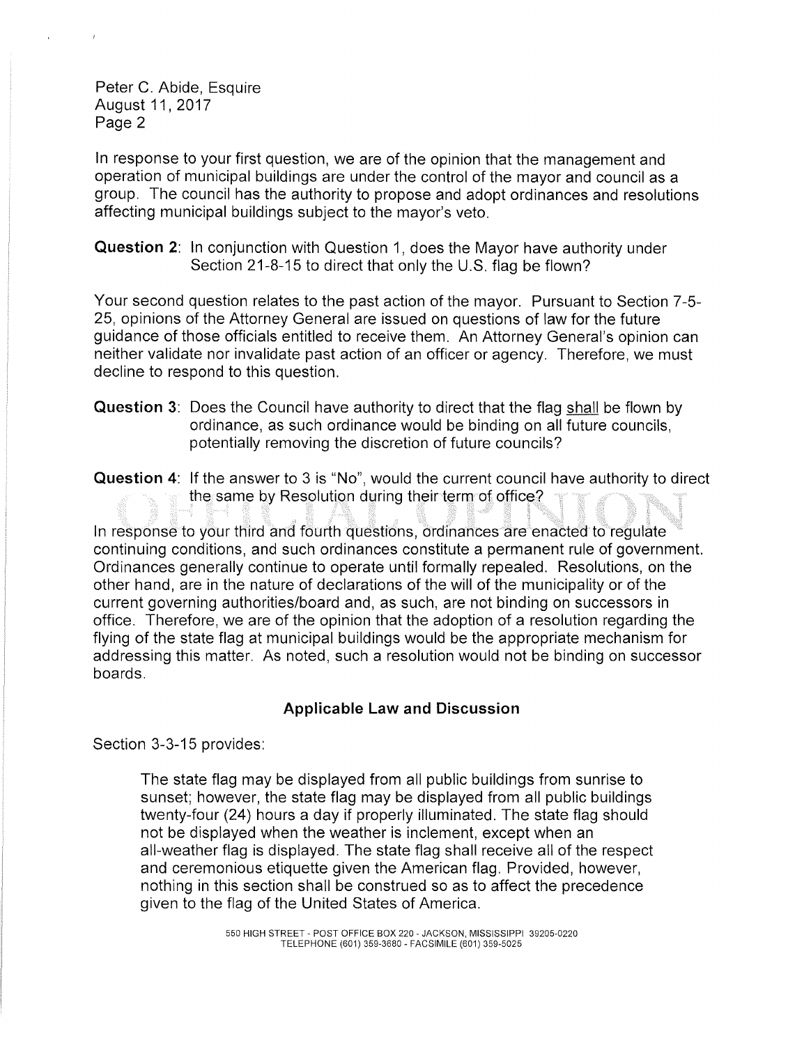Peter C. Abide, Esquire
August 11, 2017
Page 2

In response to your first question, we are of the opinion that the management and operation of municipal buildings are under the control of the mayor and council as a group. The council has the authority to propose and adopt ordinances and resolutions affecting municipal buildings subject to the mayor's veto.

**Question 2**: In conjunction with Question 1, does the Mayor have authority under Section 21-8-15 to direct that only the U.S. flag be flown?

Your second question relates to the past action of the mayor. Pursuant to Section 7-5-25, opinions of the Attorney General are issued on questions of law for the future guidance of those officials entitled to receive them. An Attorney General's opinion can neither validate nor invalidate past action of an officer or agency. Therefore, we must decline to respond to this question.

**Question 3**: Does the Council have authority to direct that the flag <u>shall</u> be flown by ordinance, as such ordinance would be binding on all future councils, potentially removing the discretion of future councils?

**Question 4**: If the answer to 3 is "No", would the current council have authority to direct the same by Resolution during their term of office?

In response to your third and fourth questions, ordinances are enacted to regulate continuing conditions, and such ordinances constitute a permanent rule of government. Ordinances generally continue to operate until formally repealed. Resolutions, on the other hand, are in the nature of declarations of the will of the municipality or of the current governing authorities/board and, as such, are not binding on successors in office. Therefore, we are of the opinion that the adoption of a resolution regarding the flying of the state flag at municipal buildings would be the appropriate mechanism for addressing this matter. As noted, such a resolution would not be binding on successor boards.

## Applicable Law and Discussion

Section 3-3-15 provides:

> The state flag may be displayed from all public buildings from sunrise to sunset; however, the state flag may be displayed from all public buildings twenty-four (24) hours a day if properly illuminated. The state flag should not be displayed when the weather is inclement, except when an all-weather flag is displayed. The state flag shall receive all of the respect and ceremonious etiquette given the American flag. Provided, however, nothing in this section shall be construed so as to affect the precedence given to the flag of the United States of America.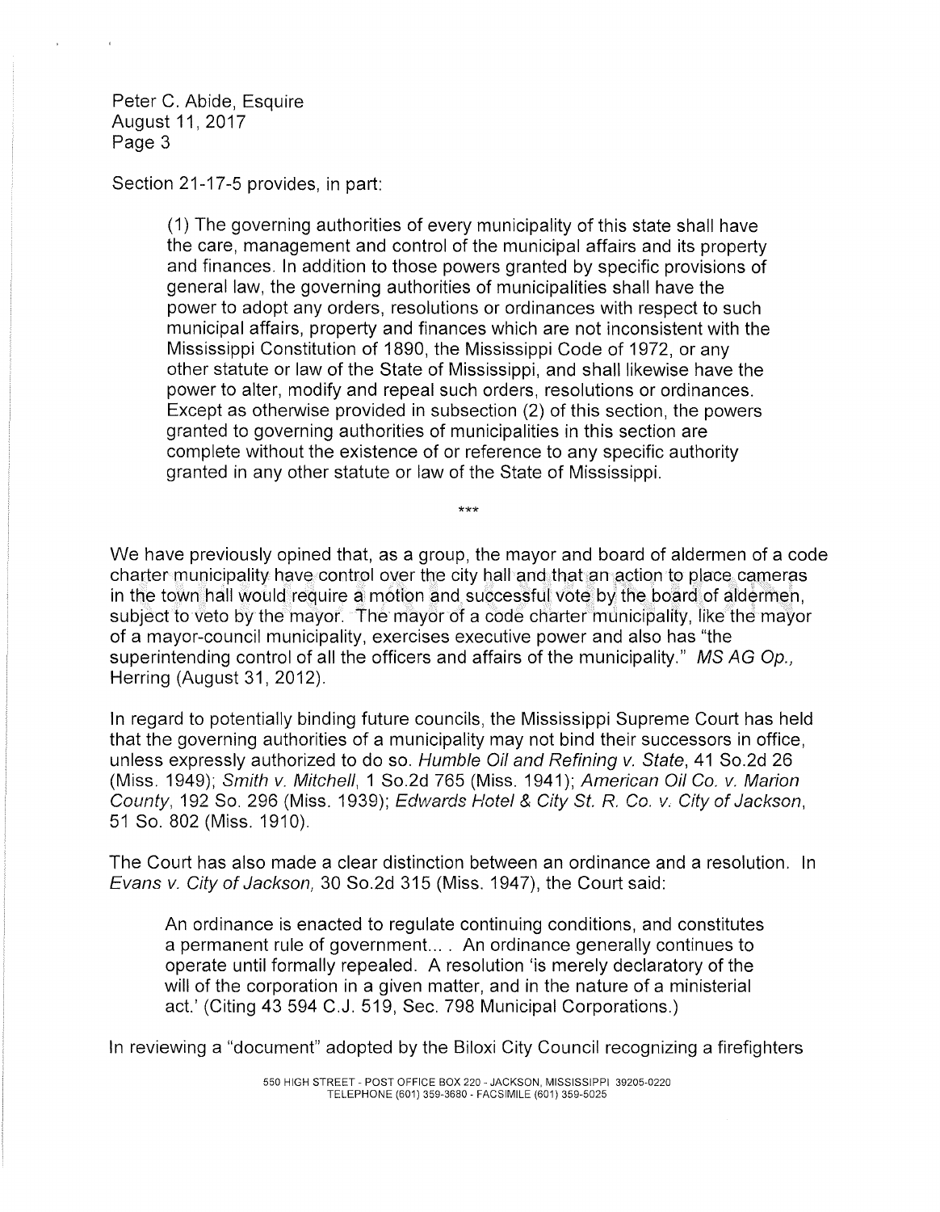Section 21-17-5 provides, in part:

> (1) The governing authorities of every municipality of this state shall have the care, management and control of the municipal affairs and its property and finances. In addition to those powers granted by specific provisions of general law, the governing authorities of municipalities shall have the power to adopt any orders, resolutions or ordinances with respect to such municipal affairs, property and finances which are not inconsistent with the Mississippi Constitution of 1890, the Mississippi Code of 1972, or any other statute or law of the State of Mississippi, and shall likewise have the power to alter, modify and repeal such orders, resolutions or ordinances. Except as otherwise provided in subsection (2) of this section, the powers granted to governing authorities of municipalities in this section are complete without the existence of or reference to any specific authority granted in any other statute or law of the State of Mississippi.

***

We have previously opined that, as a group, the mayor and board of aldermen of a code charter municipality have control over the city hall and that an action to place cameras in the town hall would require a motion and successful vote by the board of aldermen, subject to veto by the mayor. The mayor of a code charter municipality, like the mayor of a mayor-council municipality, exercises executive power and also has "the superintending control of all the officers and affairs of the municipality." *MS AG Op.*, Herring (August 31, 2012).

In regard to potentially binding future councils, the Mississippi Supreme Court has held that the governing authorities of a municipality may not bind their successors in office, unless expressly authorized to do so. *Humble Oil and Refining v. State*, 41 So.2d 26 (Miss. 1949); *Smith v. Mitchell*, 1 So.2d 765 (Miss. 1941); *American Oil Co. v. Marion County*, 192 So. 296 (Miss. 1939); *Edwards Hotel & City St. R. Co. v. City of Jackson*, 51 So. 802 (Miss. 1910).

The Court has also made a clear distinction between an ordinance and a resolution. In *Evans v. City of Jackson*, 30 So.2d 315 (Miss. 1947), the Court said:

> An ordinance is enacted to regulate continuing conditions, and constitutes a permanent rule of government... . An ordinance generally continues to operate until formally repealed. A resolution 'is merely declaratory of the will of the corporation in a given matter, and in the nature of a ministerial act.' (Citing 43 594 C.J. 519, Sec. 798 Municipal Corporations.)

In reviewing a "document" adopted by the Biloxi City Council recognizing a firefighters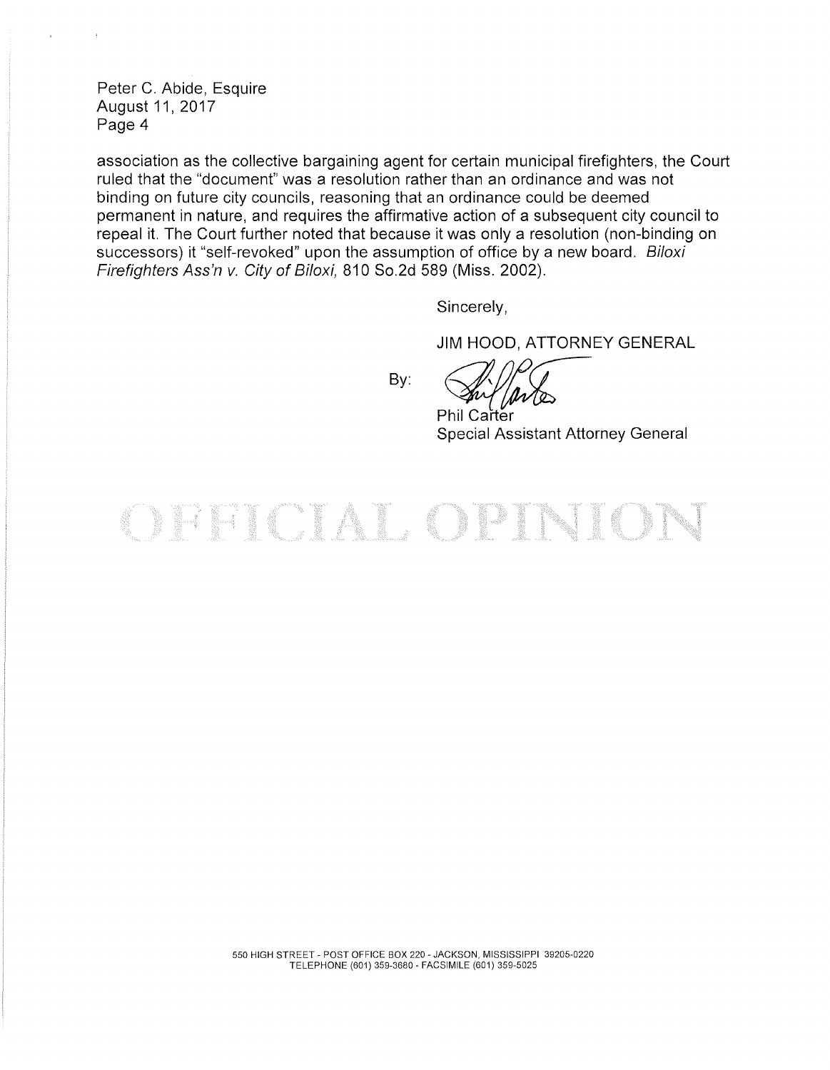association as the collective bargaining agent for certain municipal firefighters, the Court ruled that the "document" was a resolution rather than an ordinance and was not binding on future city councils, reasoning that an ordinance could be deemed permanent in nature, and requires the affirmative action of a subsequent city council to repeal it. The Court further noted that because it was only a resolution (non-binding on successors) it "self-revoked" upon the assumption of office by a new board. *Biloxi Firefighters Ass'n v. City of Biloxi,* 810 So.2d 589 (Miss. 2002).

Sincerely,

JIM HOOD, ATTORNEY GENERAL

By:

Phil Carter
Special Assistant Attorney General

OFFICIAL OPINION

550 HIGH STREET - POST OFFICE BOX 220 - JACKSON, MISSISSIPPI 39205-0220
TELEPHONE (601) 359-3680 - FACSIMILE (601) 359-5025